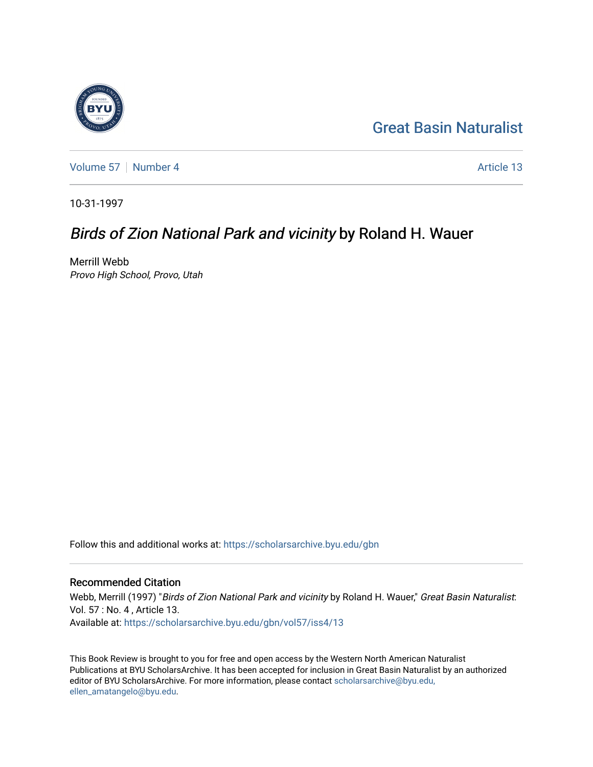Great Basin Naturalist

Volume 57 | Number 4 | Article 13

10-31-1997

# *Birds of Zion National Park and vicinity* by Roland H. Wauer

Merrill Webb
*Provo High School, Provo, Utah*

Follow this and additional works at: https://scholarsarchive.byu.edu/gbn

## Recommended Citation

Webb, Merrill (1997) "*Birds of Zion National Park and vicinity* by Roland H. Wauer," *Great Basin Naturalist*: Vol. 57 : No. 4 , Article 13.
Available at: https://scholarsarchive.byu.edu/gbn/vol57/iss4/13

This Book Review is brought to you for free and open access by the Western North American Naturalist Publications at BYU ScholarsArchive. It has been accepted for inclusion in Great Basin Naturalist by an authorized editor of BYU ScholarsArchive. For more information, please contact scholarsarchive@byu.edu, ellen_amatangelo@byu.edu.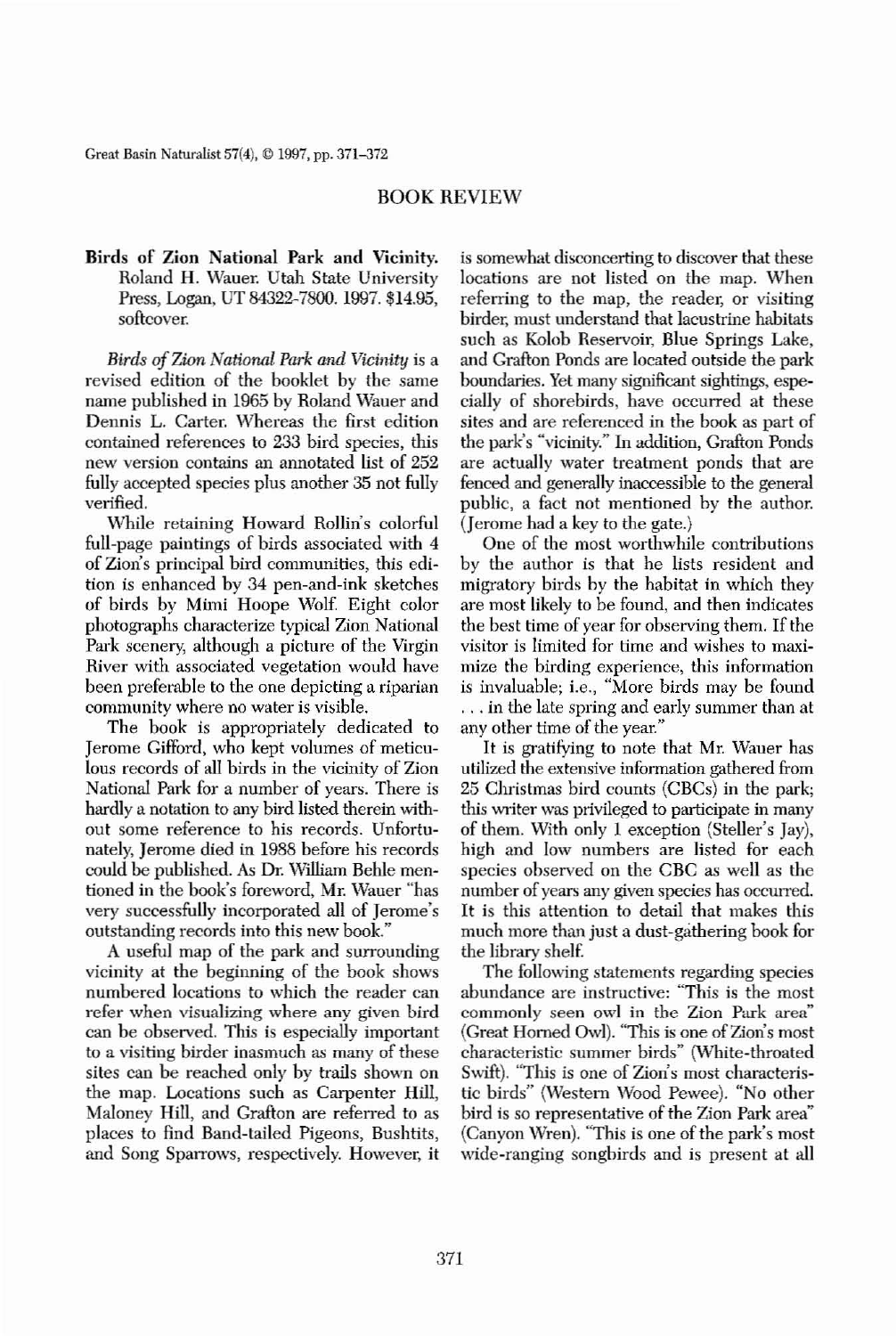# BOOK REVIEW

**Birds of Zion National Park and Vicinity.** Roland H. Wauer. Utah State University Press, Logan, UT 84322-7800. 1997. $14.95, softcover.

*Birds of Zion National Park and Vicinity* is a revised edition of the booklet by the same name published in 1965 by Roland Wauer and Dennis L. Carter. Whereas the first edition contained references to 233 bird species, this new version contains an annotated list of 252 fully accepted species plus another 35 not fully verified.

While retaining Howard Rollin's colorful full-page paintings of birds associated with 4 of Zion's principal bird communities, this edition is enhanced by 34 pen-and-ink sketches of birds by Mimi Hoope Wolf. Eight color photographs characterize typical Zion National Park scenery, although a picture of the Virgin River with associated vegetation would have been preferable to the one depicting a riparian community where no water is visible.

The book is appropriately dedicated to Jerome Gifford, who kept volumes of meticulous records of all birds in the vicinity of Zion National Park for a number of years. There is hardly a notation to any bird listed therein without some reference to his records. Unfortunately, Jerome died in 1988 before his records could be published. As Dr. William Behle mentioned in the book's foreword, Mr. Wauer "has very successfully incorporated all of Jerome's outstanding records into this new book."

A useful map of the park and surrounding vicinity at the beginning of the book shows numbered locations to which the reader can refer when visualizing where any given bird can be observed. This is especially important to a visiting birder inasmuch as many of these sites can be reached only by trails shown on the map. Locations such as Carpenter Hill, Maloney Hill, and Grafton are referred to as places to find Band-tailed Pigeons, Bushtits, and Song Sparrows, respectively. However, it is somewhat disconcerting to discover that these locations are not listed on the map. When referring to the map, the reader, or visiting birder, must understand that lacustrine habitats such as Kolob Reservoir, Blue Springs Lake, and Grafton Ponds are located outside the park boundaries. Yet many significant sightings, especially of shorebirds, have occurred at these sites and are referenced in the book as part of the park's "vicinity." In addition, Grafton Ponds are actually water treatment ponds that are fenced and generally inaccessible to the general public, a fact not mentioned by the author. (Jerome had a key to the gate.)

One of the most worthwhile contributions by the author is that he lists resident and migratory birds by the habitat in which they are most likely to be found, and then indicates the best time of year for observing them. If the visitor is limited for time and wishes to maximize the birding experience, this information is invaluable; i.e., "More birds may be found . . . in the late spring and early summer than at any other time of the year."

It is gratifying to note that Mr. Wauer has utilized the extensive information gathered from 25 Christmas bird counts (CBCs) in the park; this writer was privileged to participate in many of them. With only 1 exception (Steller's Jay), high and low numbers are listed for each species observed on the CBC as well as the number of years any given species has occurred. It is this attention to detail that makes this much more than just a dust-gathering book for the library shelf.

The following statements regarding species abundance are instructive: "This is the most commonly seen owl in the Zion Park area" (Great Horned Owl). "This is one of Zion's most characteristic summer birds" (White-throated Swift). "This is one of Zion's most characteristic birds" (Western Wood Pewee). "No other bird is so representative of the Zion Park area" (Canyon Wren). "This is one of the park's most wide-ranging songbirds and is present at all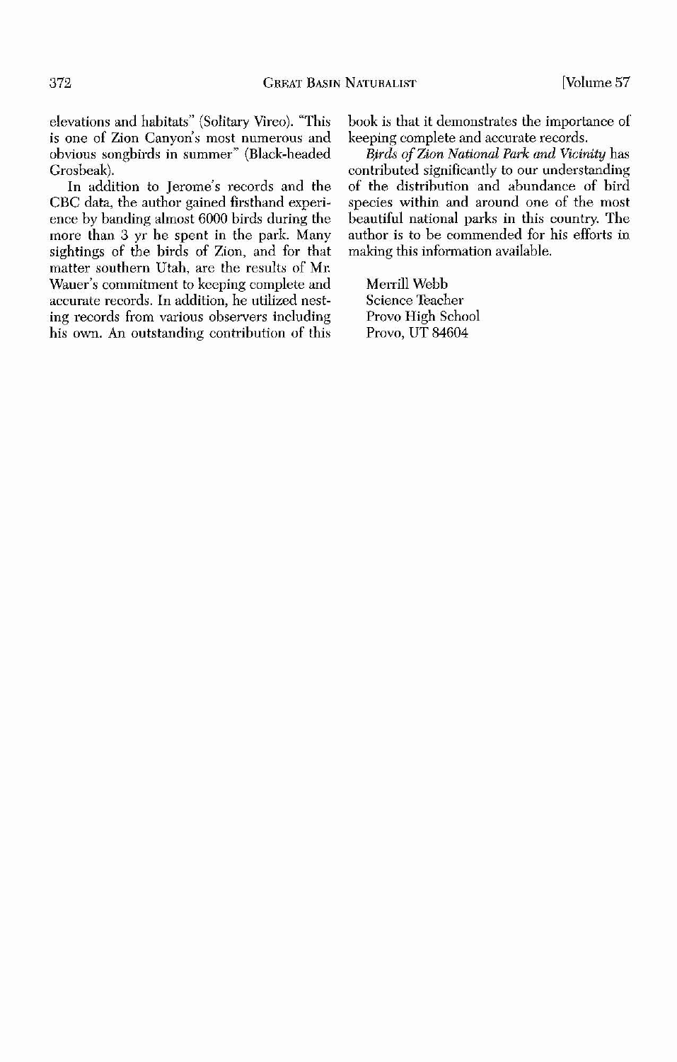elevations and habitats" (Solitary Vireo). "This is one of Zion Canyon's most numerous and obvious songbirds in summer" (Black-headed Grosbeak).

In addition to Jerome's records and the CBC data, the author gained firsthand experience by banding almost 6000 birds during the more than 3 yr he spent in the park. Many sightings of the birds of Zion, and for that matter southern Utah, are the results of Mr. Wauer's commitment to keeping complete and accurate records. In addition, he utilized nesting records from various observers including his own. An outstanding contribution of this book is that it demonstrates the importance of keeping complete and accurate records.

*Birds of Zion National Park and Vicinity* has contributed significantly to our understanding of the distribution and abundance of bird species within and around one of the most beautiful national parks in this country. The author is to be commended for his efforts in making this information available.

Merrill Webb
Science Teacher
Provo High School
Provo, UT 84604